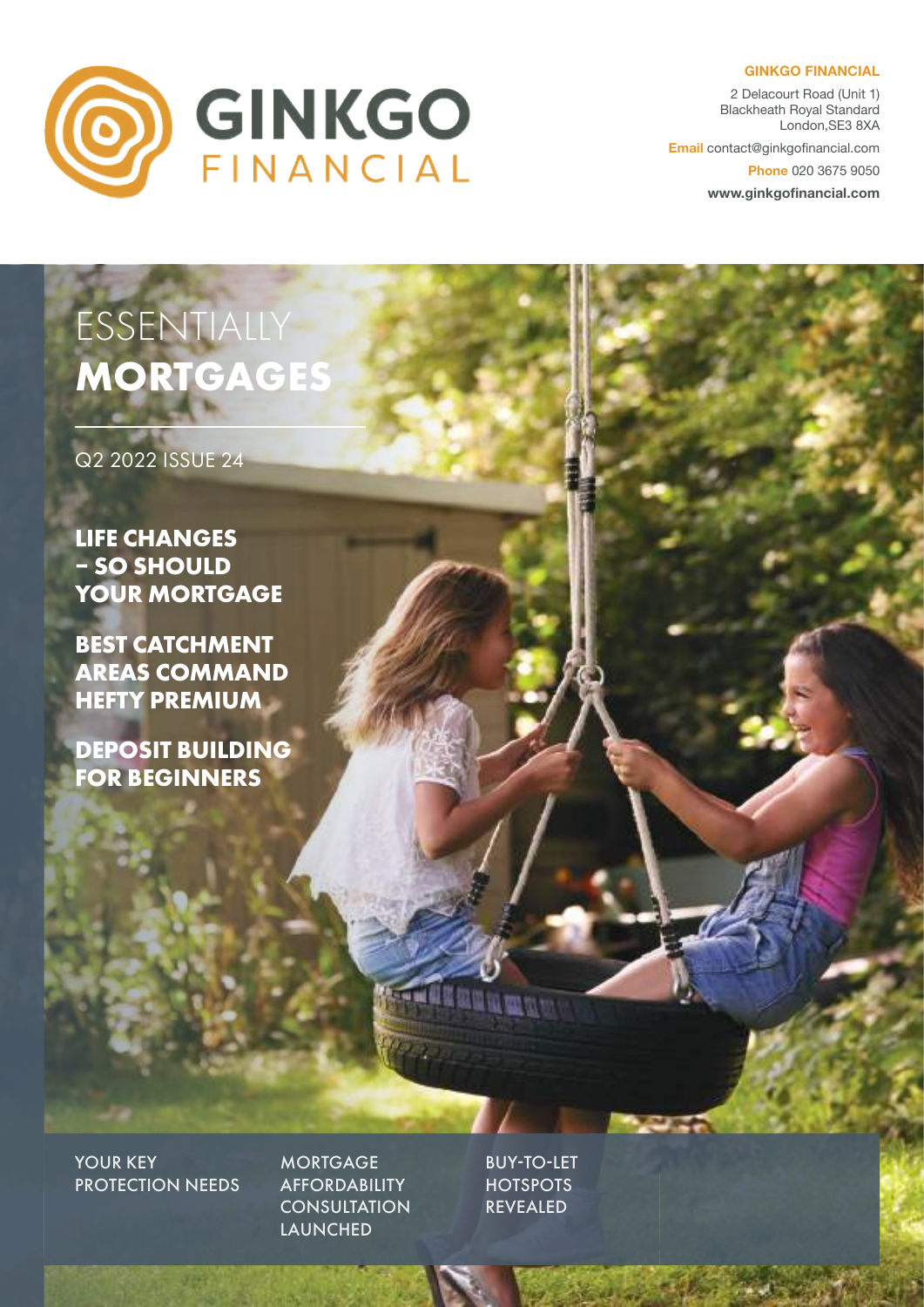# GINKGO FINANCIAL

**GINKGO FINANCIAL**
2 Delacourt Road (Unit 1)
Blackheath Royal Standard
London,SE3 8XA

**Email** contact@ginkgofinancial.com
**Phone** 020 3675 9050
**www.ginkgofinancial.com**

# ESSENTIALLY **MORTGAGES**

Q2 2022 ISSUE 24

## LIFE CHANGES – SO SHOULD YOUR MORTGAGE

## BEST CATCHMENT AREAS COMMAND HEFTY PREMIUM

## DEPOSIT BUILDING FOR BEGINNERS

YOUR KEY PROTECTION NEEDS

MORTGAGE AFFORDABILITY CONSULTATION LAUNCHED

BUY-TO-LET HOTSPOTS REVEALED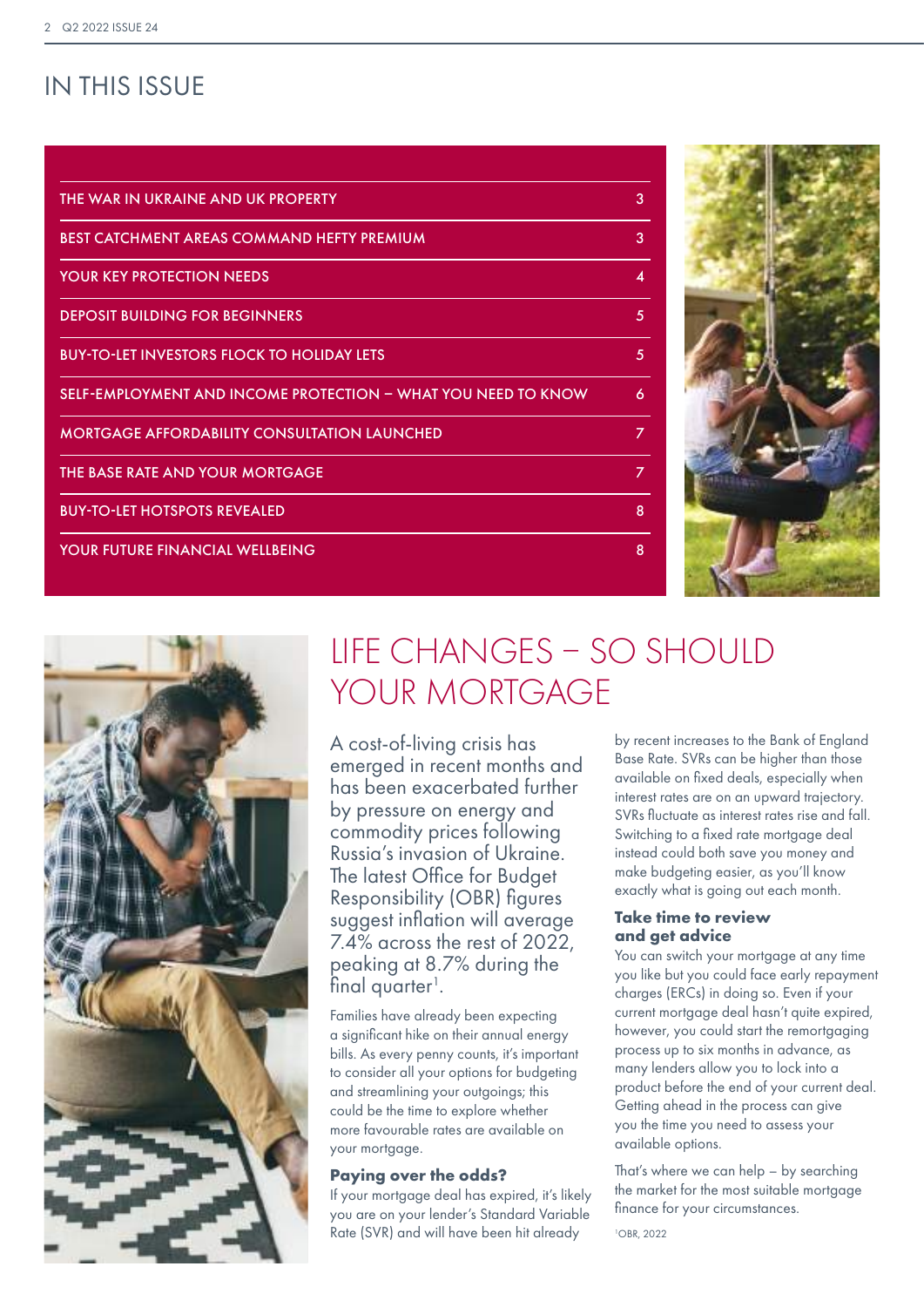# IN THIS ISSUE

| | |
|---|---|
| THE WAR IN UKRAINE AND UK PROPERTY | 3 |
| BEST CATCHMENT AREAS COMMAND HEFTY PREMIUM | 3 |
| YOUR KEY PROTECTION NEEDS | 4 |
| DEPOSIT BUILDING FOR BEGINNERS | 5 |
| BUY-TO-LET INVESTORS FLOCK TO HOLIDAY LETS | 5 |
| SELF-EMPLOYMENT AND INCOME PROTECTION – WHAT YOU NEED TO KNOW | 6 |
| MORTGAGE AFFORDABILITY CONSULTATION LAUNCHED | 7 |
| THE BASE RATE AND YOUR MORTGAGE | 7 |
| BUY-TO-LET HOTSPOTS REVEALED | 8 |
| YOUR FUTURE FINANCIAL WELLBEING | 8 |

# LIFE CHANGES – SO SHOULD YOUR MORTGAGE

A cost-of-living crisis has emerged in recent months and has been exacerbated further by pressure on energy and commodity prices following Russia's invasion of Ukraine. The latest Office for Budget Responsibility (OBR) figures suggest inflation will average 7.4% across the rest of 2022, peaking at 8.7% during the final quarter[1].

Families have already been expecting a significant hike on their annual energy bills. As every penny counts, it's important to consider all your options for budgeting and streamlining your outgoings; this could be the time to explore whether more favourable rates are available on your mortgage.

### Paying over the odds?

If your mortgage deal has expired, it's likely you are on your lender's Standard Variable Rate (SVR) and will have been hit already by recent increases to the Bank of England Base Rate. SVRs can be higher than those available on fixed deals, especially when interest rates are on an upward trajectory. SVRs fluctuate as interest rates rise and fall. Switching to a fixed rate mortgage deal instead could both save you money and make budgeting easier, as you'll know exactly what is going out each month.

### Take time to review and get advice

You can switch your mortgage at any time you like but you could face early repayment charges (ERCs) in doing so. Even if your current mortgage deal hasn't quite expired, however, you could start the remortgaging process up to six months in advance, as many lenders allow you to lock into a product before the end of your current deal. Getting ahead in the process can give you the time you need to assess your available options.

That's where we can help – by searching the market for the most suitable mortgage finance for your circumstances.

[1]OBR, 2022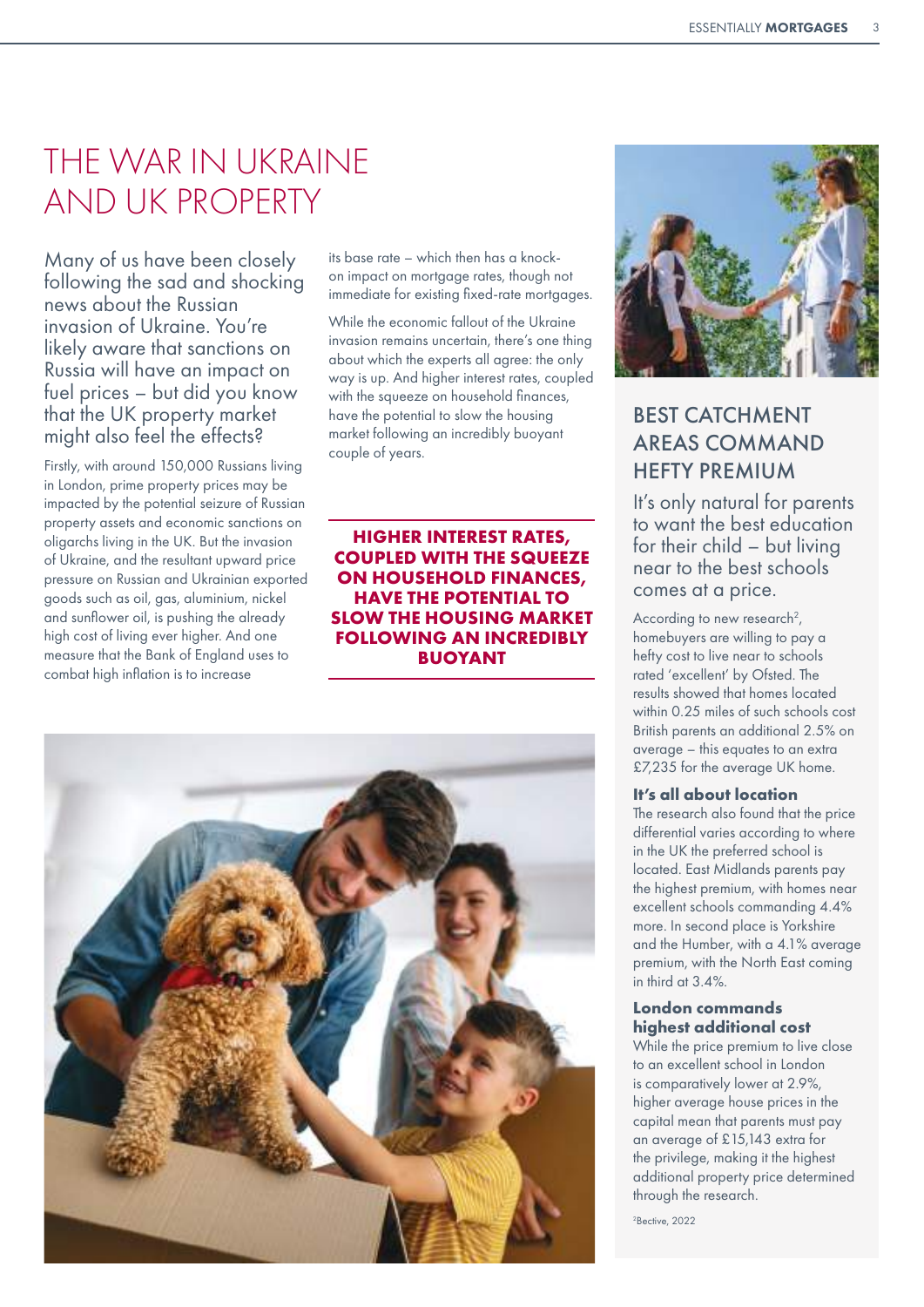# THE WAR IN UKRAINE AND UK PROPERTY

Many of us have been closely following the sad and shocking news about the Russian invasion of Ukraine. You're likely aware that sanctions on Russia will have an impact on fuel prices – but did you know that the UK property market might also feel the effects?

Firstly, with around 150,000 Russians living in London, prime property prices may be impacted by the potential seizure of Russian property assets and economic sanctions on oligarchs living in the UK. But the invasion of Ukraine, and the resultant upward price pressure on Russian and Ukrainian exported goods such as oil, gas, aluminium, nickel and sunflower oil, is pushing the already high cost of living ever higher. And one measure that the Bank of England uses to combat high inflation is to increase its base rate – which then has a knock-on impact on mortgage rates, though not immediate for existing fixed-rate mortgages.

While the economic fallout of the Ukraine invasion remains uncertain, there's one thing about which the experts all agree: the only way is up. And higher interest rates, coupled with the squeeze on household finances, have the potential to slow the housing market following an incredibly buoyant couple of years.

**HIGHER INTEREST RATES, COUPLED WITH THE SQUEEZE ON HOUSEHOLD FINANCES, HAVE THE POTENTIAL TO SLOW THE HOUSING MARKET FOLLOWING AN INCREDIBLY BUOYANT**

## BEST CATCHMENT AREAS COMMAND HEFTY PREMIUM

It's only natural for parents to want the best education for their child – but living near to the best schools comes at a price.

According to new research[2], homebuyers are willing to pay a hefty cost to live near to schools rated 'excellent' by Ofsted. The results showed that homes located within 0.25 miles of such schools cost British parents an additional 2.5% on average – this equates to an extra £7,235 for the average UK home.

### It's all about location

The research also found that the price differential varies according to where in the UK the preferred school is located. East Midlands parents pay the highest premium, with homes near excellent schools commanding 4.4% more. In second place is Yorkshire and the Humber, with a 4.1% average premium, with the North East coming in third at 3.4%.

### London commands highest additional cost

While the price premium to live close to an excellent school in London is comparatively lower at 2.9%, higher average house prices in the capital mean that parents must pay an average of £15,143 extra for the privilege, making it the highest additional property price determined through the research.

[2]Bective, 2022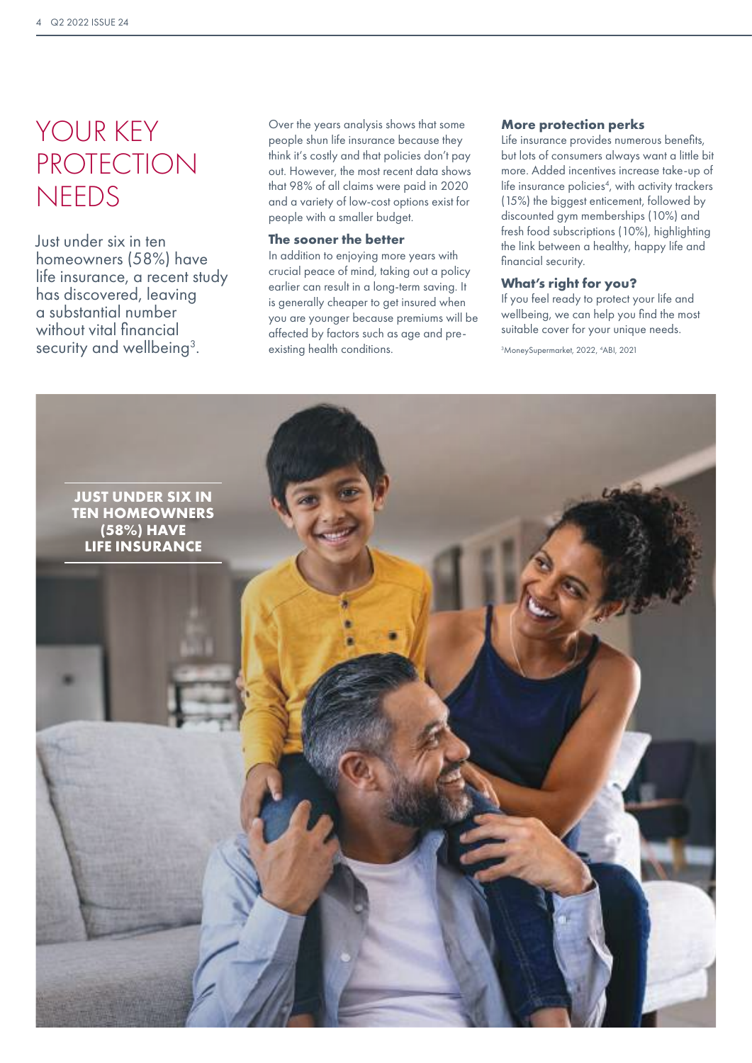# YOUR KEY PROTECTION NEEDS

Just under six in ten homeowners (58%) have life insurance, a recent study has discovered, leaving a substantial number without vital financial security and wellbeing[3].

Over the years analysis shows that some people shun life insurance because they think it's costly and that policies don't pay out. However, the most recent data shows that 98% of all claims were paid in 2020 and a variety of low-cost options exist for people with a smaller budget.

### The sooner the better

In addition to enjoying more years with crucial peace of mind, taking out a policy earlier can result in a long-term saving. It is generally cheaper to get insured when you are younger because premiums will be affected by factors such as age and pre-existing health conditions.

### More protection perks

Life insurance provides numerous benefits, but lots of consumers always want a little bit more. Added incentives increase take-up of life insurance policies[4], with activity trackers (15%) the biggest enticement, followed by discounted gym memberships (10%) and fresh food subscriptions (10%), highlighting the link between a healthy, happy life and financial security.

### What's right for you?

If you feel ready to protect your life and wellbeing, we can help you find the most suitable cover for your unique needs.

[3]MoneySupermarket, 2022, [4]ABI, 2021

**JUST UNDER SIX IN TEN HOMEOWNERS (58%) HAVE LIFE INSURANCE**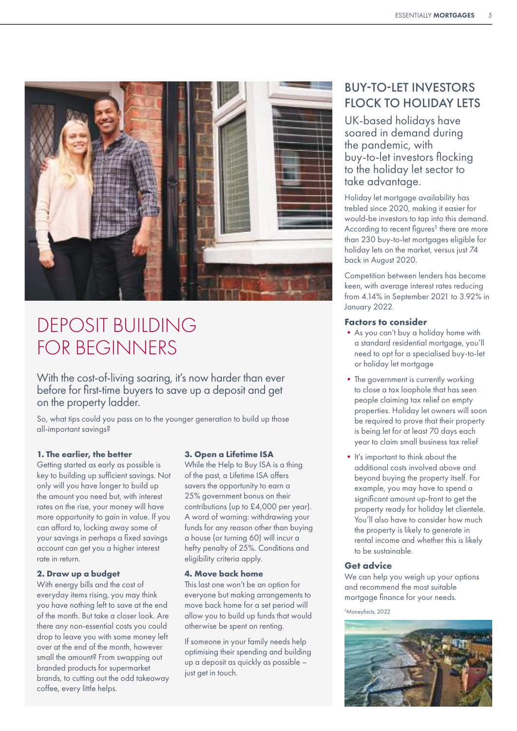# DEPOSIT BUILDING FOR BEGINNERS

With the cost-of-living soaring, it's now harder than ever before for first-time buyers to save up a deposit and get on the property ladder.

So, what tips could you pass on to the younger generation to build up those all-important savings?

**1. The earlier, the better**
Getting started as early as possible is key to building up sufficient savings. Not only will you have longer to build up the amount you need but, with interest rates on the rise, your money will have more opportunity to gain in value. If you can afford to, locking away some of your savings in perhaps a fixed savings account can get you a higher interest rate in return.

**2. Draw up a budget**
With energy bills and the cost of everyday items rising, you may think you have nothing left to save at the end of the month. But take a closer look. Are there any non-essential costs you could drop to leave you with some money left over at the end of the month, however small the amount? From swapping out branded products for supermarket brands, to cutting out the odd takeaway coffee, every little helps.

**3. Open a Lifetime ISA**
While the Help to Buy ISA is a thing of the past, a Lifetime ISA offers savers the opportunity to earn a 25% government bonus on their contributions (up to £4,000 per year). A word of warning: withdrawing your funds for any reason other than buying a house (or turning 60) will incur a hefty penalty of 25%. Conditions and eligibility criteria apply.

**4. Move back home**
This last one won't be an option for everyone but making arrangements to move back home for a set period will allow you to build up funds that would otherwise be spent on renting.

If someone in your family needs help optimising their spending and building up a deposit as quickly as possible – just get in touch.

# BUY-TO-LET INVESTORS FLOCK TO HOLIDAY LETS

UK-based holidays have soared in demand during the pandemic, with buy-to-let investors flocking to the holiday let sector to take advantage.

Holiday let mortgage availability has trebled since 2020, making it easier for would-be investors to tap into this demand. According to recent figures[5] there are more than 230 buy-to-let mortgages eligible for holiday lets on the market, versus just 74 back in August 2020.

Competition between lenders has become keen, with average interest rates reducing from 4.14% in September 2021 to 3.92% in January 2022.

**Factors to consider**

- As you can't buy a holiday home with a standard residential mortgage, you'll need to opt for a specialised buy-to-let or holiday let mortgage
- The government is currently working to close a tax loophole that has seen people claiming tax relief on empty properties. Holiday let owners will soon be required to prove that their property is being let for at least 70 days each year to claim small business tax relief
- It's important to think about the additional costs involved above and beyond buying the property itself. For example, you may have to spend a significant amount up-front to get the property ready for holiday let clientele. You'll also have to consider how much the property is likely to generate in rental income and whether this is likely to be sustainable.

**Get advice**
We can help you weigh up your options and recommend the most suitable mortgage finance for your needs.

[5]Moneyfacts, 2022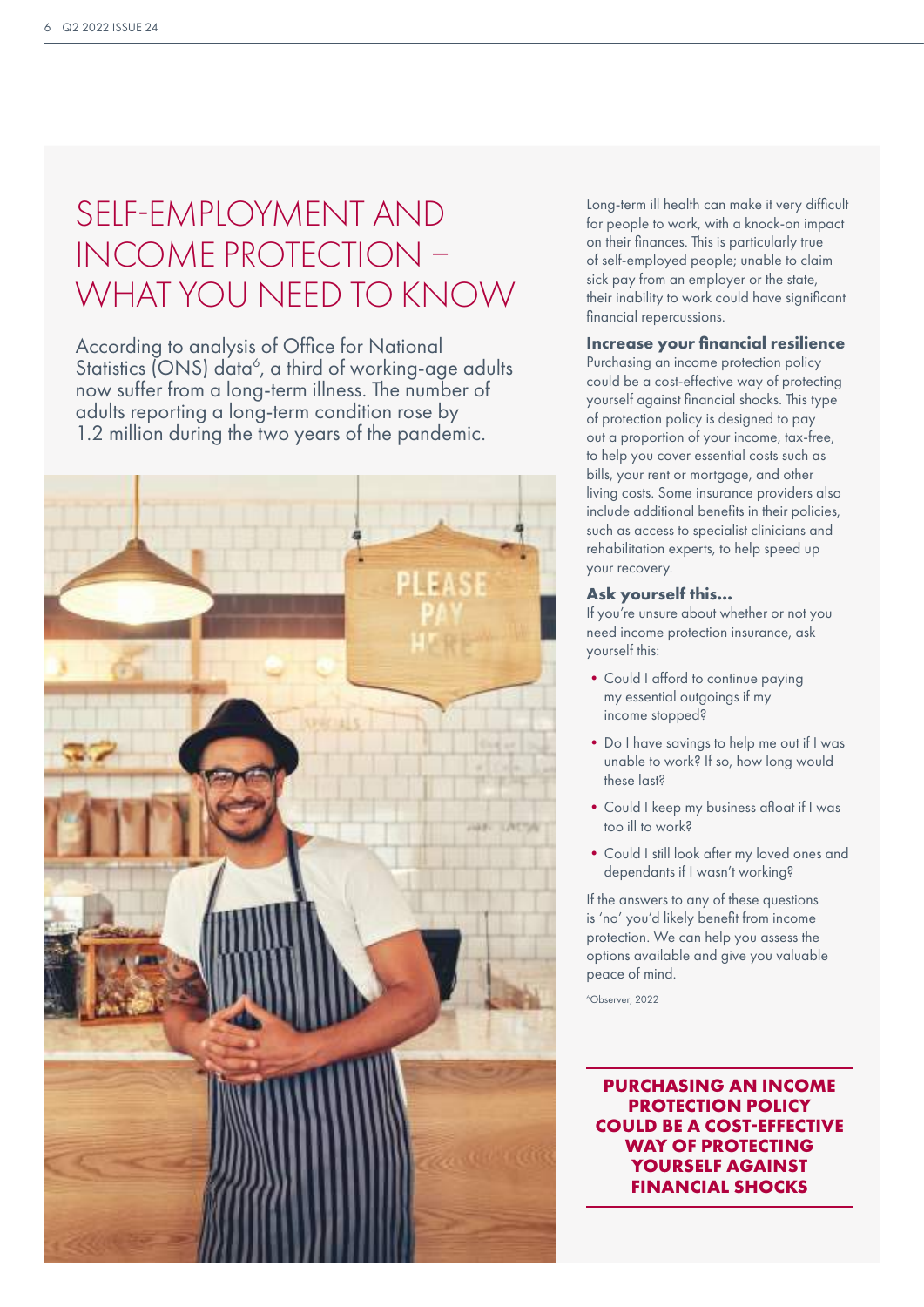# SELF-EMPLOYMENT AND INCOME PROTECTION – WHAT YOU NEED TO KNOW

According to analysis of Office for National Statistics (ONS) data[6], a third of working-age adults now suffer from a long-term illness. The number of adults reporting a long-term condition rose by 1.2 million during the two years of the pandemic.

Long-term ill health can make it very difficult for people to work, with a knock-on impact on their finances. This is particularly true of self-employed people; unable to claim sick pay from an employer or the state, their inability to work could have significant financial repercussions.

### Increase your financial resilience

Purchasing an income protection policy could be a cost-effective way of protecting yourself against financial shocks. This type of protection policy is designed to pay out a proportion of your income, tax-free, to help you cover essential costs such as bills, your rent or mortgage, and other living costs. Some insurance providers also include additional benefits in their policies, such as access to specialist clinicians and rehabilitation experts, to help speed up your recovery.

### Ask yourself this...

If you're unsure about whether or not you need income protection insurance, ask yourself this:

- Could I afford to continue paying my essential outgoings if my income stopped?
- Do I have savings to help me out if I was unable to work? If so, how long would these last?
- Could I keep my business afloat if I was too ill to work?
- Could I still look after my loved ones and dependants if I wasn't working?

If the answers to any of these questions is 'no' you'd likely benefit from income protection. We can help you assess the options available and give you valuable peace of mind.

[6]Observer, 2022

**PURCHASING AN INCOME PROTECTION POLICY COULD BE A COST-EFFECTIVE WAY OF PROTECTING YOURSELF AGAINST FINANCIAL SHOCKS**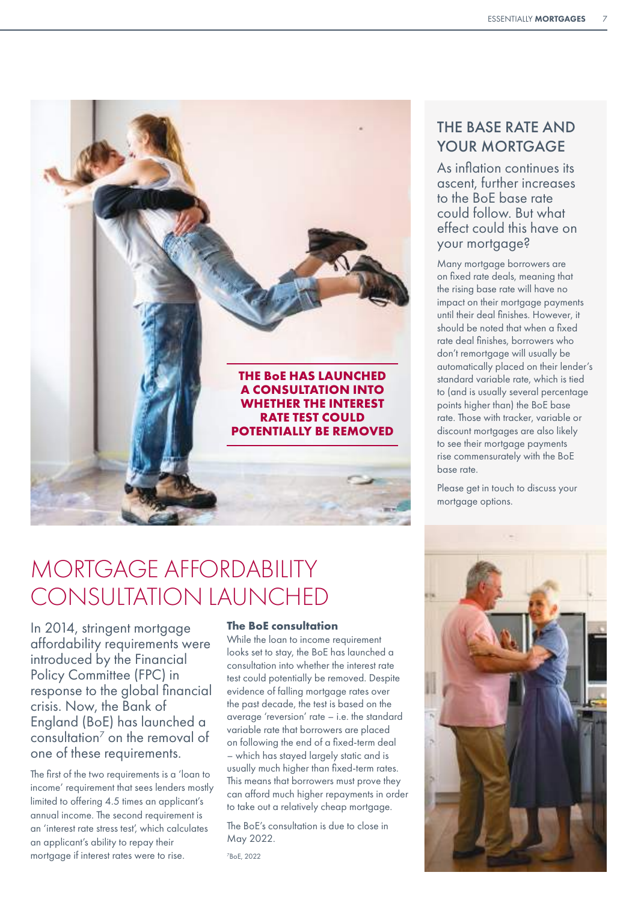# MORTGAGE AFFORDABILITY CONSULTATION LAUNCHED

**THE BoE HAS LAUNCHED A CONSULTATION INTO WHETHER THE INTEREST RATE TEST COULD POTENTIALLY BE REMOVED**

In 2014, stringent mortgage affordability requirements were introduced by the Financial Policy Committee (FPC) in response to the global financial crisis. Now, the Bank of England (BoE) has launched a consultation[7] on the removal of one of these requirements.

The first of the two requirements is a 'loan to income' requirement that sees lenders mostly limited to offering 4.5 times an applicant's annual income. The second requirement is an 'interest rate stress test', which calculates an applicant's ability to repay their mortgage if interest rates were to rise.

### The BoE consultation

While the loan to income requirement looks set to stay, the BoE has launched a consultation into whether the interest rate test could potentially be removed. Despite evidence of falling mortgage rates over the past decade, the test is based on the average 'reversion' rate – i.e. the standard variable rate that borrowers are placed on following the end of a fixed-term deal – which has stayed largely static and is usually much higher than fixed-term rates. This means that borrowers must prove they can afford much higher repayments in order to take out a relatively cheap mortgage.

The BoE's consultation is due to close in May 2022.

[7]BoE, 2022

## THE BASE RATE AND YOUR MORTGAGE

As inflation continues its ascent, further increases to the BoE base rate could follow. But what effect could this have on your mortgage?

Many mortgage borrowers are on fixed rate deals, meaning that the rising base rate will have no impact on their mortgage payments until their deal finishes. However, it should be noted that when a fixed rate deal finishes, borrowers who don't remortgage will usually be automatically placed on their lender's standard variable rate, which is tied to (and is usually several percentage points higher than) the BoE base rate. Those with tracker, variable or discount mortgages are also likely to see their mortgage payments rise commensurately with the BoE base rate.

Please get in touch to discuss your mortgage options.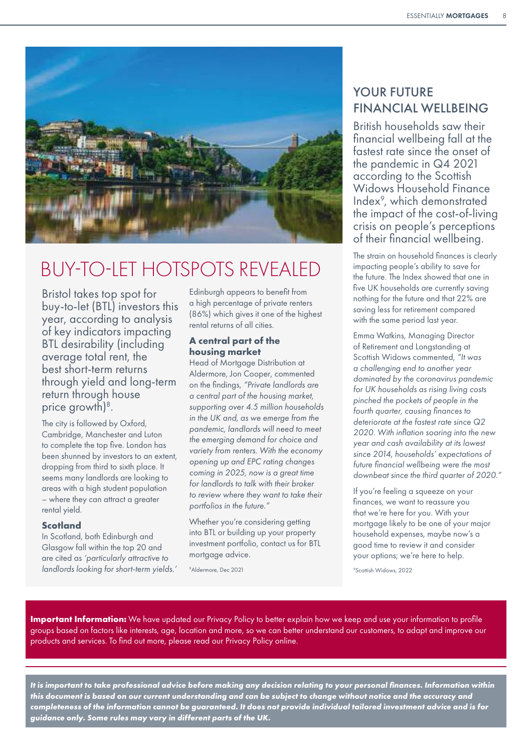# BUY-TO-LET HOTSPOTS REVEALED

Bristol takes top spot for buy-to-let (BTL) investors this year, according to analysis of key indicators impacting BTL desirability (including average total rent, the best short-term returns through yield and long-term return through house price growth)[8].

The city is followed by Oxford, Cambridge, Manchester and Luton to complete the top five. London has been shunned by investors to an extent, dropping from third to sixth place. It seems many landlords are looking to areas with a high student population – where they can attract a greater rental yield.

### Scotland

In Scotland, both Edinburgh and Glasgow fall within the top 20 and are cited as *'particularly attractive to landlords looking for short-term yields.'* Edinburgh appears to benefit from a high percentage of private renters (86%) which gives it one of the highest rental returns of all cities.

### A central part of the housing market

Head of Mortgage Distribution at Aldermore, Jon Cooper, commented on the findings, *"Private landlords are a central part of the housing market, supporting over 4.5 million households in the UK and, as we emerge from the pandemic, landlords will need to meet the emerging demand for choice and variety from renters. With the economy opening up and EPC rating changes coming in 2025, now is a great time for landlords to talk with their broker to review where they want to take their portfolios in the future."*

Whether you're considering getting into BTL or building up your property investment portfolio, contact us for BTL mortgage advice.

[8]Aldermore, Dec 2021

## YOUR FUTURE FINANCIAL WELLBEING

British households saw their financial wellbeing fall at the fastest rate since the onset of the pandemic in Q4 2021 according to the Scottish Widows Household Finance Index[9], which demonstrated the impact of the cost-of-living crisis on people's perceptions of their financial wellbeing.

The strain on household finances is clearly impacting people's ability to save for the future. The Index showed that one in five UK households are currently saving nothing for the future and that 22% are saving less for retirement compared with the same period last year.

Emma Watkins, Managing Director of Retirement and Longstanding at Scottish Widows commented, *"It was a challenging end to another year dominated by the coronavirus pandemic for UK households as rising living costs pinched the pockets of people in the fourth quarter, causing finances to deteriorate at the fastest rate since Q2 2020. With inflation soaring into the new year and cash availability at its lowest since 2014, households' expectations of future financial wellbeing were the most downbeat since the third quarter of 2020."*

If you're feeling a squeeze on your finances, we want to reassure you that we're here for you. With your mortgage likely to be one of your major household expenses, maybe now's a good time to review it and consider your options; we're here to help.

[9]Scottish Widows, 2022

**Important Information:** We have updated our Privacy Policy to better explain how we keep and use your information to profile groups based on factors like interests, age, location and more, so we can better understand our customers, to adapt and improve our products and services. To find out more, please read our Privacy Policy online.

***It is important to take professional advice before making any decision relating to your personal finances. Information within this document is based on our current understanding and can be subject to change without notice and the accuracy and completeness of the information cannot be guaranteed. It does not provide individual tailored investment advice and is for guidance only. Some rules may vary in different parts of the UK.***